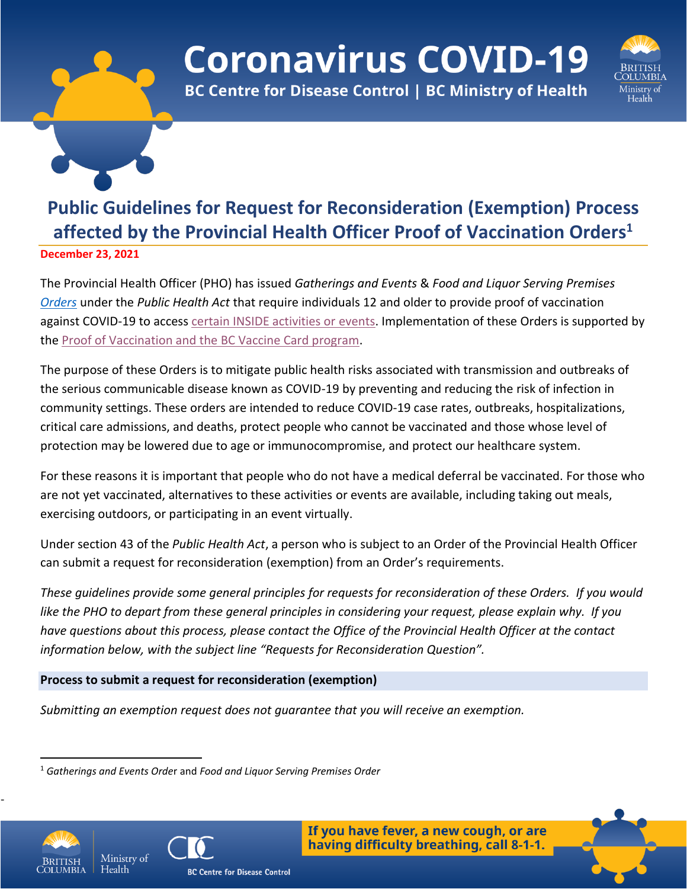# Coronavirus COVID-19

**BC Centre for Disease Control | BC Ministry of Health**

## Public Guidelines for Request for Reconsideration (Exemption) Process affected by the Provincial Health Officer Proof of Vaccination Orders[1]

**December 23, 2021**

The Provincial Health Officer (PHO) has issued *Gatherings and Events* & *Food and Liquor Serving Premises Orders* under the *Public Health Act* that require individuals 12 and older to provide proof of vaccination against COVID-19 to access certain INSIDE activities or events. Implementation of these Orders is supported by the Proof of Vaccination and the BC Vaccine Card program.

The purpose of these Orders is to mitigate public health risks associated with transmission and outbreaks of the serious communicable disease known as COVID-19 by preventing and reducing the risk of infection in community settings. These orders are intended to reduce COVID-19 case rates, outbreaks, hospitalizations, critical care admissions, and deaths, protect people who cannot be vaccinated and those whose level of protection may be lowered due to age or immunocompromise, and protect our healthcare system.

For these reasons it is important that people who do not have a medical deferral be vaccinated. For those who are not yet vaccinated, alternatives to these activities or events are available, including taking out meals, exercising outdoors, or participating in an event virtually.

Under section 43 of the *Public Health Act*, a person who is subject to an Order of the Provincial Health Officer can submit a request for reconsideration (exemption) from an Order's requirements.

*These guidelines provide some general principles for requests for reconsideration of these Orders. If you would like the PHO to depart from these general principles in considering your request, please explain why. If you have questions about this process, please contact the Office of the Provincial Health Officer at the contact information below, with the subject line "Requests for Reconsideration Question".*

### Process to submit a request for reconsideration (exemption)

*Submitting an exemption request does not guarantee that you will receive an exemption.*

[1] *Gatherings and Events Order* and *Food and Liquor Serving Premises Order*

**If you have fever, a new cough, or are having difficulty breathing, call 8-1-1.**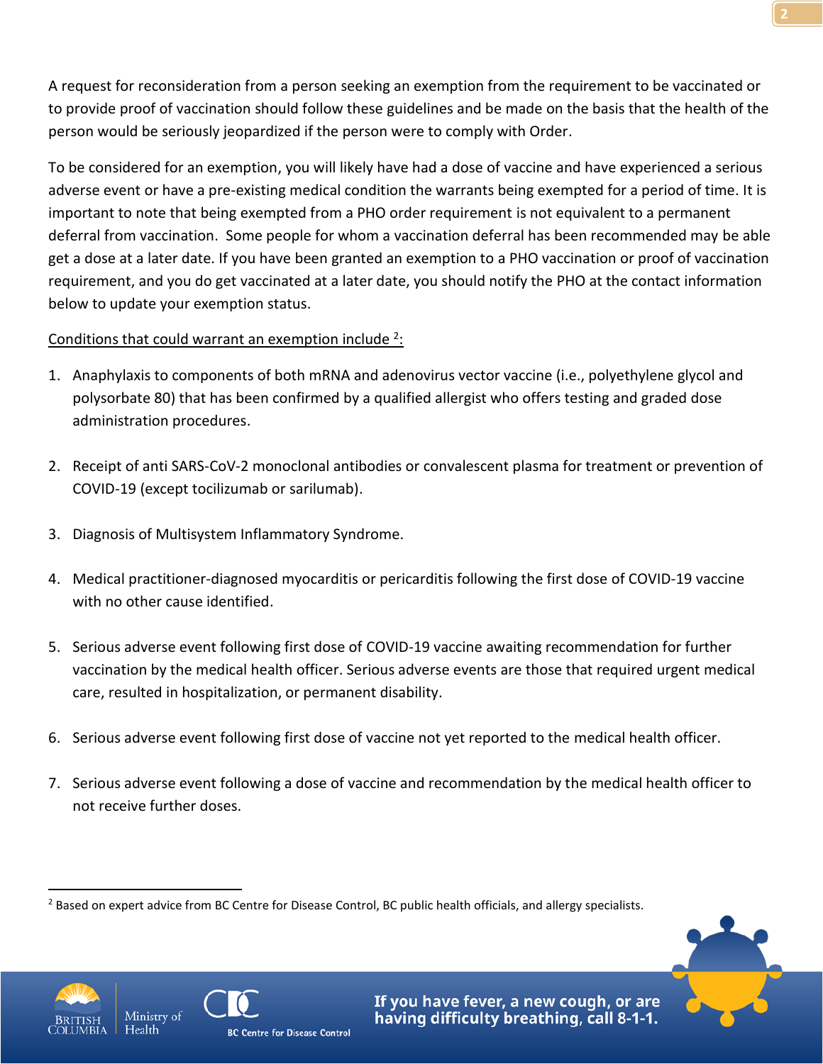A request for reconsideration from a person seeking an exemption from the requirement to be vaccinated or to provide proof of vaccination should follow these guidelines and be made on the basis that the health of the person would be seriously jeopardized if the person were to comply with Order.

To be considered for an exemption, you will likely have had a dose of vaccine and have experienced a serious adverse event or have a pre-existing medical condition the warrants being exempted for a period of time. It is important to note that being exempted from a PHO order requirement is not equivalent to a permanent deferral from vaccination. Some people for whom a vaccination deferral has been recommended may be able get a dose at a later date. If you have been granted an exemption to a PHO vaccination or proof of vaccination requirement, and you do get vaccinated at a later date, you should notify the PHO at the contact information below to update your exemption status.

<u>Conditions that could warrant an exemption include [2]:</u>

1. Anaphylaxis to components of both mRNA and adenovirus vector vaccine (i.e., polyethylene glycol and polysorbate 80) that has been confirmed by a qualified allergist who offers testing and graded dose administration procedures.

2. Receipt of anti SARS-CoV-2 monoclonal antibodies or convalescent plasma for treatment or prevention of COVID-19 (except tocilizumab or sarilumab).

3. Diagnosis of Multisystem Inflammatory Syndrome.

4. Medical practitioner-diagnosed myocarditis or pericarditis following the first dose of COVID-19 vaccine with no other cause identified.

5. Serious adverse event following first dose of COVID-19 vaccine awaiting recommendation for further vaccination by the medical health officer. Serious adverse events are those that required urgent medical care, resulted in hospitalization, or permanent disability.

6. Serious adverse event following first dose of vaccine not yet reported to the medical health officer.

7. Serious adverse event following a dose of vaccine and recommendation by the medical health officer to not receive further doses.

---

[2] Based on expert advice from BC Centre for Disease Control, BC public health officials, and allergy specialists.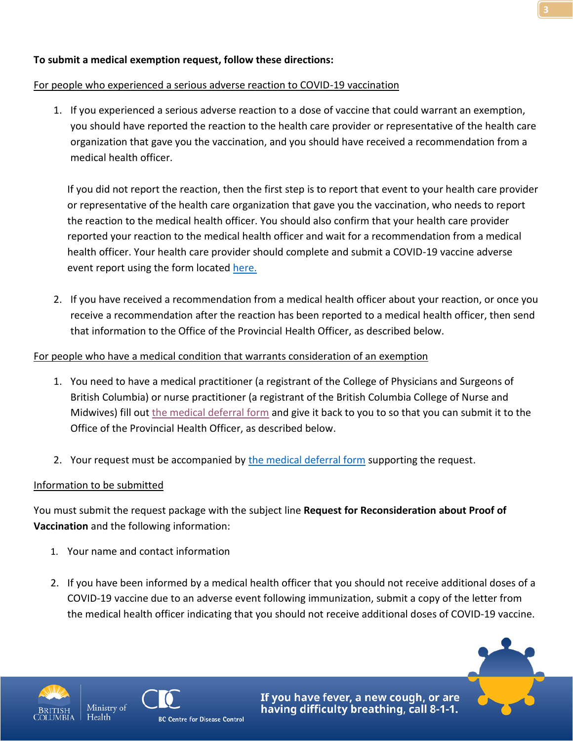**To submit a medical exemption request, follow these directions:**

For people who experienced a serious adverse reaction to COVID-19 vaccination

1. If you experienced a serious adverse reaction to a dose of vaccine that could warrant an exemption, you should have reported the reaction to the health care provider or representative of the health care organization that gave you the vaccination, and you should have received a recommendation from a medical health officer.

   If you did not report the reaction, then the first step is to report that event to your health care provider or representative of the health care organization that gave you the vaccination, who needs to report the reaction to the medical health officer. You should also confirm that your health care provider reported your reaction to the medical health officer and wait for a recommendation from a medical health officer. Your health care provider should complete and submit a COVID-19 vaccine adverse event report using the form located here.

2. If you have received a recommendation from a medical health officer about your reaction, or once you receive a recommendation after the reaction has been reported to a medical health officer, then send that information to the Office of the Provincial Health Officer, as described below.

For people who have a medical condition that warrants consideration of an exemption

1. You need to have a medical practitioner (a registrant of the College of Physicians and Surgeons of British Columbia) or nurse practitioner (a registrant of the British Columbia College of Nurse and Midwives) fill out the medical deferral form and give it back to you to so that you can submit it to the Office of the Provincial Health Officer, as described below.

2. Your request must be accompanied by the medical deferral form supporting the request.

Information to be submitted

You must submit the request package with the subject line **Request for Reconsideration about Proof of Vaccination** and the following information:

1. Your name and contact information

2. If you have been informed by a medical health officer that you should not receive additional doses of a COVID-19 vaccine due to an adverse event following immunization, submit a copy of the letter from the medical health officer indicating that you should not receive additional doses of COVID-19 vaccine.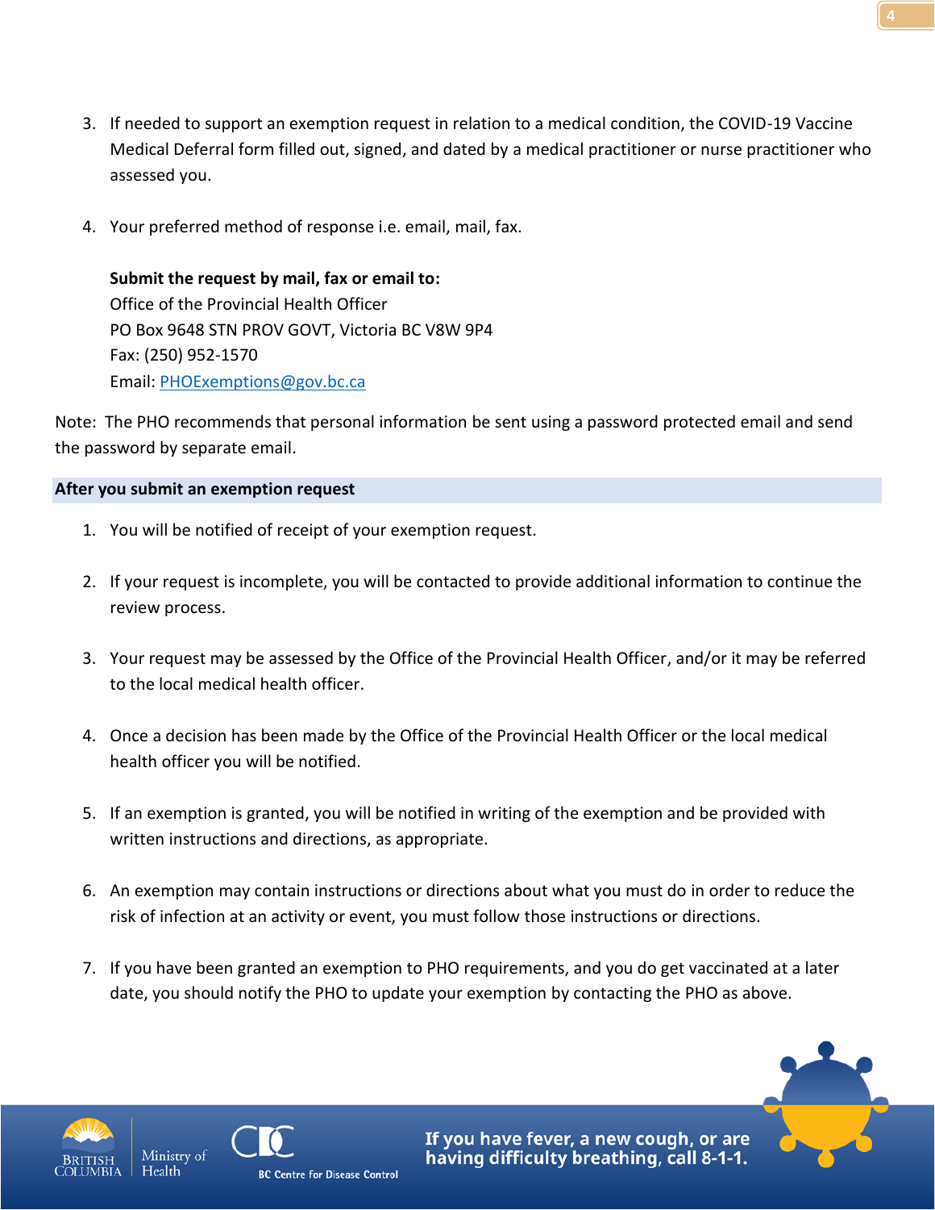3. If needed to support an exemption request in relation to a medical condition, the COVID-19 Vaccine Medical Deferral form filled out, signed, and dated by a medical practitioner or nurse practitioner who assessed you.

4. Your preferred method of response i.e. email, mail, fax.

   **Submit the request by mail, fax or email to:**
   Office of the Provincial Health Officer
   PO Box 9648 STN PROV GOVT, Victoria BC V8W 9P4
   Fax: (250) 952-1570
   Email: PHOExemptions@gov.bc.ca

Note: The PHO recommends that personal information be sent using a password protected email and send the password by separate email.

## After you submit an exemption request

1. You will be notified of receipt of your exemption request.

2. If your request is incomplete, you will be contacted to provide additional information to continue the review process.

3. Your request may be assessed by the Office of the Provincial Health Officer, and/or it may be referred to the local medical health officer.

4. Once a decision has been made by the Office of the Provincial Health Officer or the local medical health officer you will be notified.

5. If an exemption is granted, you will be notified in writing of the exemption and be provided with written instructions and directions, as appropriate.

6. An exemption may contain instructions or directions about what you must do in order to reduce the risk of infection at an activity or event, you must follow those instructions or directions.

7. If you have been granted an exemption to PHO requirements, and you do get vaccinated at a later date, you should notify the PHO to update your exemption by contacting the PHO as above.